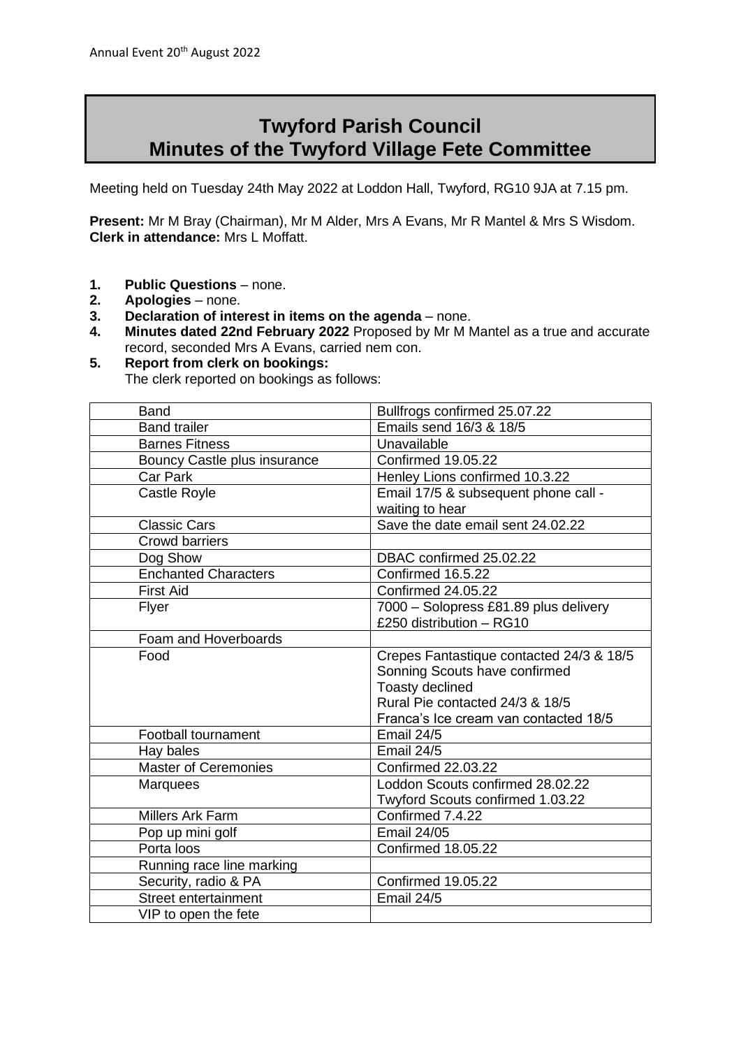Annual Event 20th August 2022

# Twyford Parish Council
# Minutes of the Twyford Village Fete Committee

Meeting held on Tuesday 24th May 2022 at Loddon Hall, Twyford, RG10 9JA at 7.15 pm.

**Present:** Mr M Bray (Chairman), Mr M Alder, Mrs A Evans, Mr R Mantel & Mrs S Wisdom.
**Clerk in attendance:** Mrs L Moffatt.

1. **Public Questions** – none.
2. **Apologies** – none.
3. **Declaration of interest in items on the agenda** – none.
4. **Minutes dated 22nd February 2022** Proposed by Mr M Mantel as a true and accurate record, seconded Mrs A Evans, carried nem con.
5. **Report from clerk on bookings:**
   The clerk reported on bookings as follows:

| | |
|---|---|
| Band | Bullfrogs confirmed 25.07.22 |
| Band trailer | Emails send 16/3 & 18/5 |
| Barnes Fitness | Unavailable |
| Bouncy Castle plus insurance | Confirmed 19.05.22 |
| Car Park | Henley Lions confirmed 10.3.22 |
| Castle Royle | Email 17/5 & subsequent phone call - waiting to hear |
| Classic Cars | Save the date email sent 24.02.22 |
| Crowd barriers | |
| Dog Show | DBAC confirmed 25.02.22 |
| Enchanted Characters | Confirmed 16.5.22 |
| First Aid | Confirmed 24.05.22 |
| Flyer | 7000 – Solopress £81.89 plus delivery<br>£250 distribution – RG10 |
| Foam and Hoverboards | |
| Food | Crepes Fantastique contacted 24/3 & 18/5<br>Sonning Scouts have confirmed<br>Toasty declined<br>Rural Pie contacted 24/3 & 18/5<br>Franca's Ice cream van contacted 18/5 |
| Football tournament | Email 24/5 |
| Hay bales | Email 24/5 |
| Master of Ceremonies | Confirmed 22.03.22 |
| Marquees | Loddon Scouts confirmed 28.02.22<br>Twyford Scouts confirmed 1.03.22 |
| Millers Ark Farm | Confirmed 7.4.22 |
| Pop up mini golf | Email 24/05 |
| Porta loos | Confirmed 18.05.22 |
| Running race line marking | |
| Security, radio & PA | Confirmed 19.05.22 |
| Street entertainment | Email 24/5 |
| VIP to open the fete | |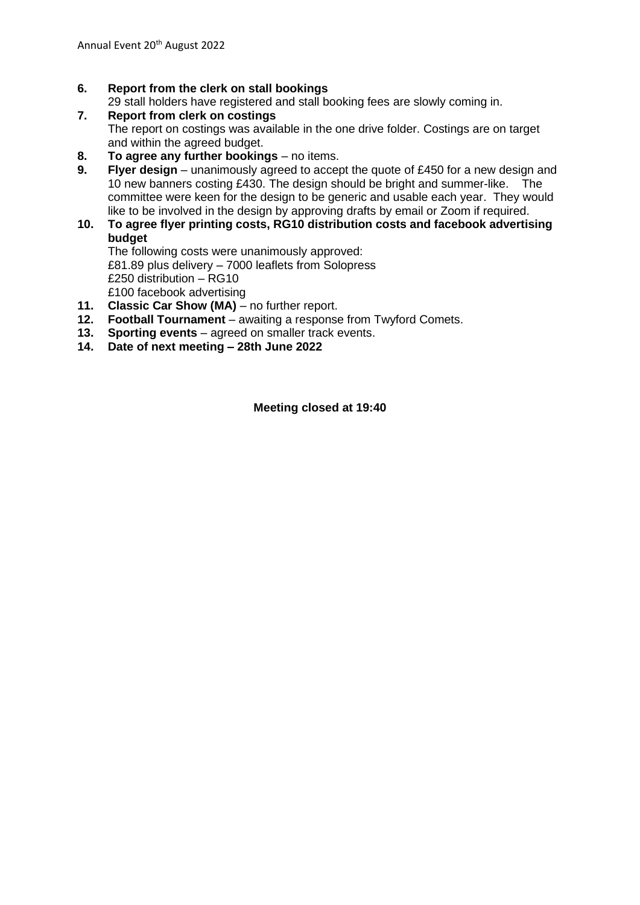6. **Report from the clerk on stall bookings**
   29 stall holders have registered and stall booking fees are slowly coming in.
7. **Report from clerk on costings**
   The report on costings was available in the one drive folder. Costings are on target and within the agreed budget.
8. **To agree any further bookings** – no items.
9. **Flyer design** – unanimously agreed to accept the quote of £450 for a new design and 10 new banners costing £430. The design should be bright and summer-like. The committee were keen for the design to be generic and usable each year. They would like to be involved in the design by approving drafts by email or Zoom if required.
10. **To agree flyer printing costs, RG10 distribution costs and facebook advertising budget**
    The following costs were unanimously approved:
    £81.89 plus delivery – 7000 leaflets from Solopress
    £250 distribution – RG10
    £100 facebook advertising
11. **Classic Car Show (MA)** – no further report.
12. **Football Tournament** – awaiting a response from Twyford Comets.
13. **Sporting events** – agreed on smaller track events.
14. **Date of next meeting – 28th June 2022**

**Meeting closed at 19:40**